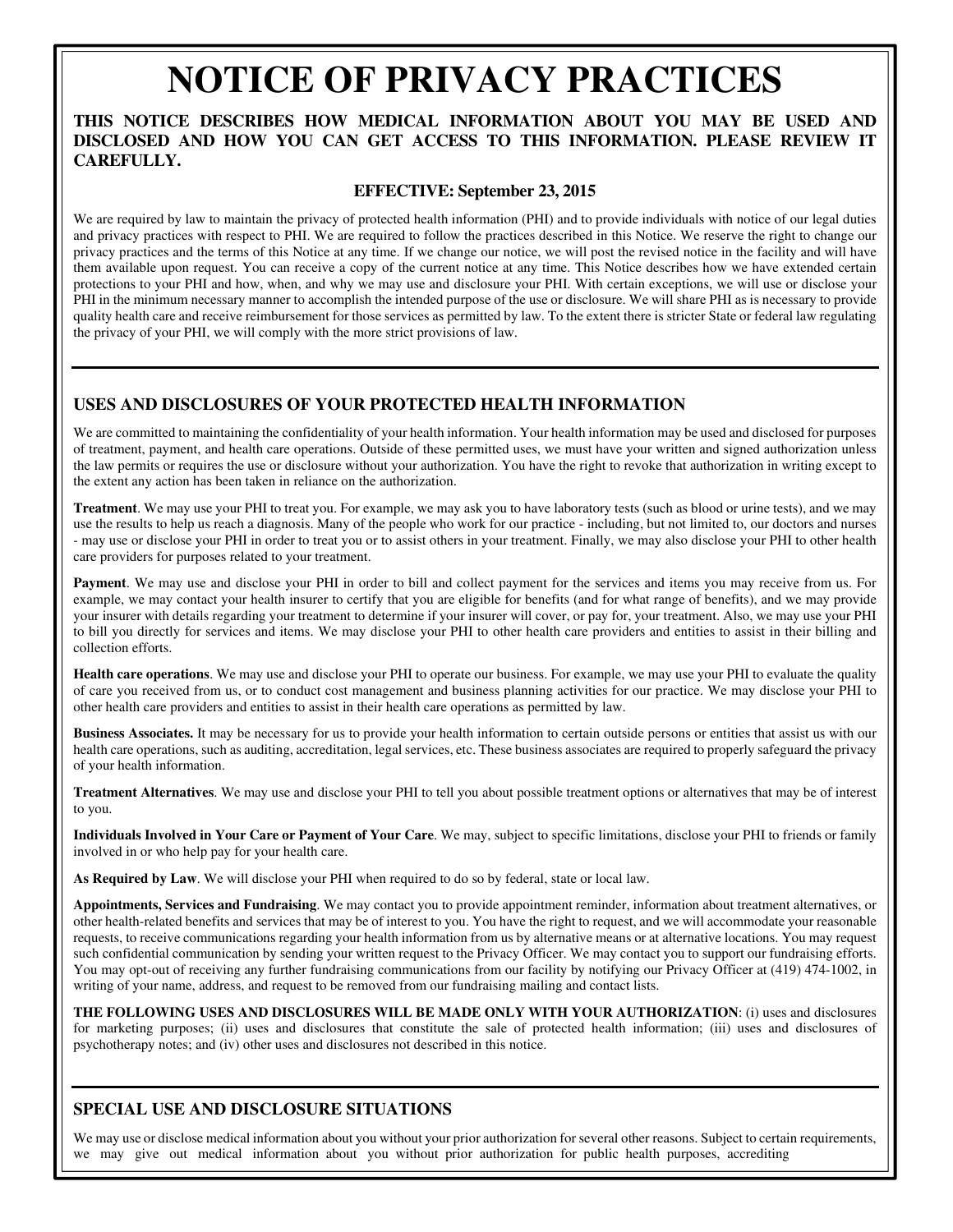# NOTICE OF PRIVACY PRACTICES

**THIS NOTICE DESCRIBES HOW MEDICAL INFORMATION ABOUT YOU MAY BE USED AND DISCLOSED AND HOW YOU CAN GET ACCESS TO THIS INFORMATION. PLEASE REVIEW IT CAREFULLY.**

**EFFECTIVE: September 23, 2015**

We are required by law to maintain the privacy of protected health information (PHI) and to provide individuals with notice of our legal duties and privacy practices with respect to PHI. We are required to follow the practices described in this Notice. We reserve the right to change our privacy practices and the terms of this Notice at any time. If we change our notice, we will post the revised notice in the facility and will have them available upon request. You can receive a copy of the current notice at any time. This Notice describes how we have extended certain protections to your PHI and how, when, and why we may use and disclosure your PHI. With certain exceptions, we will use or disclose your PHI in the minimum necessary manner to accomplish the intended purpose of the use or disclosure. We will share PHI as is necessary to provide quality health care and receive reimbursement for those services as permitted by law. To the extent there is stricter State or federal law regulating the privacy of your PHI, we will comply with the more strict provisions of law.

## USES AND DISCLOSURES OF YOUR PROTECTED HEALTH INFORMATION

We are committed to maintaining the confidentiality of your health information. Your health information may be used and disclosed for purposes of treatment, payment, and health care operations. Outside of these permitted uses, we must have your written and signed authorization unless the law permits or requires the use or disclosure without your authorization. You have the right to revoke that authorization in writing except to the extent any action has been taken in reliance on the authorization.

**Treatment**. We may use your PHI to treat you. For example, we may ask you to have laboratory tests (such as blood or urine tests), and we may use the results to help us reach a diagnosis. Many of the people who work for our practice - including, but not limited to, our doctors and nurses - may use or disclose your PHI in order to treat you or to assist others in your treatment. Finally, we may also disclose your PHI to other health care providers for purposes related to your treatment.

**Payment**. We may use and disclose your PHI in order to bill and collect payment for the services and items you may receive from us. For example, we may contact your health insurer to certify that you are eligible for benefits (and for what range of benefits), and we may provide your insurer with details regarding your treatment to determine if your insurer will cover, or pay for, your treatment. Also, we may use your PHI to bill you directly for services and items. We may disclose your PHI to other health care providers and entities to assist in their billing and collection efforts.

**Health care operations**. We may use and disclose your PHI to operate our business. For example, we may use your PHI to evaluate the quality of care you received from us, or to conduct cost management and business planning activities for our practice. We may disclose your PHI to other health care providers and entities to assist in their health care operations as permitted by law.

**Business Associates.** It may be necessary for us to provide your health information to certain outside persons or entities that assist us with our health care operations, such as auditing, accreditation, legal services, etc. These business associates are required to properly safeguard the privacy of your health information.

**Treatment Alternatives**. We may use and disclose your PHI to tell you about possible treatment options or alternatives that may be of interest to you.

**Individuals Involved in Your Care or Payment of Your Care**. We may, subject to specific limitations, disclose your PHI to friends or family involved in or who help pay for your health care.

**As Required by Law**. We will disclose your PHI when required to do so by federal, state or local law.

**Appointments, Services and Fundraising**. We may contact you to provide appointment reminder, information about treatment alternatives, or other health-related benefits and services that may be of interest to you. You have the right to request, and we will accommodate your reasonable requests, to receive communications regarding your health information from us by alternative means or at alternative locations. You may request such confidential communication by sending your written request to the Privacy Officer. We may contact you to support our fundraising efforts. You may opt-out of receiving any further fundraising communications from our facility by notifying our Privacy Officer at (419) 474-1002, in writing of your name, address, and request to be removed from our fundraising mailing and contact lists.

**THE FOLLOWING USES AND DISCLOSURES WILL BE MADE ONLY WITH YOUR AUTHORIZATION**: (i) uses and disclosures for marketing purposes; (ii) uses and disclosures that constitute the sale of protected health information; (iii) uses and disclosures of psychotherapy notes; and (iv) other uses and disclosures not described in this notice.

## SPECIAL USE AND DISCLOSURE SITUATIONS

We may use or disclose medical information about you without your prior authorization for several other reasons. Subject to certain requirements, we may give out medical information about you without prior authorization for public health purposes, accrediting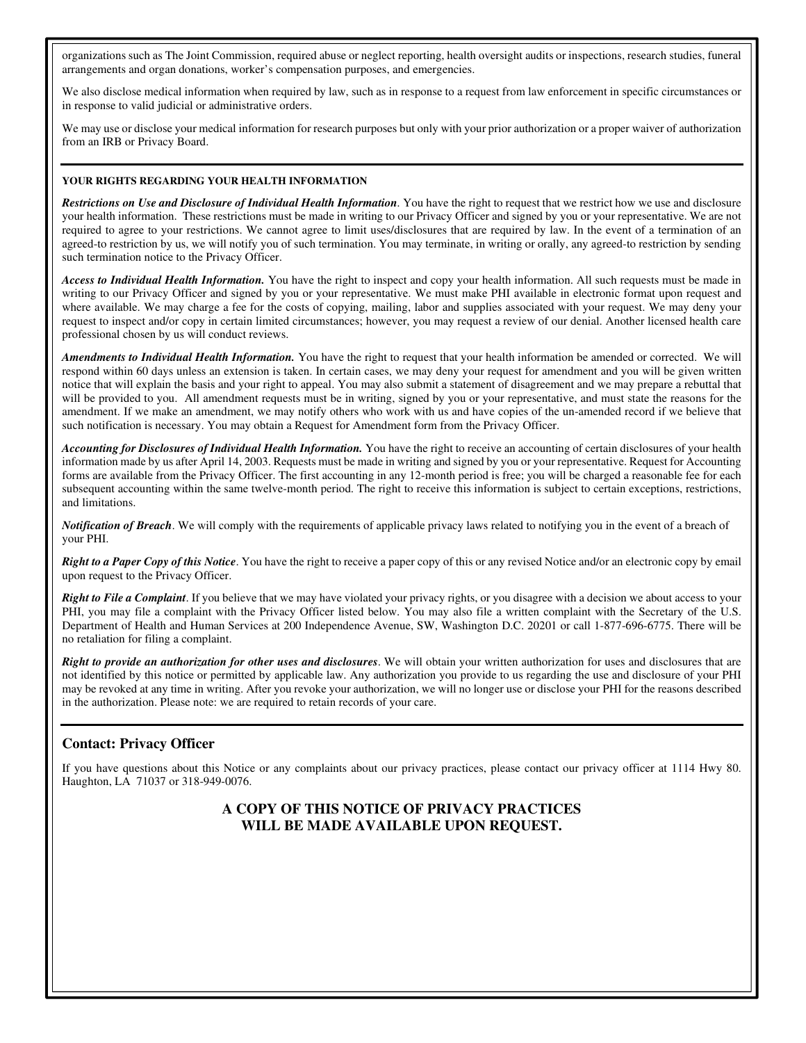organizations such as The Joint Commission, required abuse or neglect reporting, health oversight audits or inspections, research studies, funeral arrangements and organ donations, worker's compensation purposes, and emergencies.

We also disclose medical information when required by law, such as in response to a request from law enforcement in specific circumstances or in response to valid judicial or administrative orders.

We may use or disclose your medical information for research purposes but only with your prior authorization or a proper waiver of authorization from an IRB or Privacy Board.

---

**YOUR RIGHTS REGARDING YOUR HEALTH INFORMATION**

***Restrictions on Use and Disclosure of Individual Health Information***. You have the right to request that we restrict how we use and disclosure your health information. These restrictions must be made in writing to our Privacy Officer and signed by you or your representative. We are not required to agree to your restrictions. We cannot agree to limit uses/disclosures that are required by law. In the event of a termination of an agreed-to restriction by us, we will notify you of such termination. You may terminate, in writing or orally, any agreed-to restriction by sending such termination notice to the Privacy Officer.

***Access to Individual Health Information.*** You have the right to inspect and copy your health information. All such requests must be made in writing to our Privacy Officer and signed by you or your representative. We must make PHI available in electronic format upon request and where available. We may charge a fee for the costs of copying, mailing, labor and supplies associated with your request. We may deny your request to inspect and/or copy in certain limited circumstances; however, you may request a review of our denial. Another licensed health care professional chosen by us will conduct reviews.

***Amendments to Individual Health Information.*** You have the right to request that your health information be amended or corrected. We will respond within 60 days unless an extension is taken. In certain cases, we may deny your request for amendment and you will be given written notice that will explain the basis and your right to appeal. You may also submit a statement of disagreement and we may prepare a rebuttal that will be provided to you. All amendment requests must be in writing, signed by you or your representative, and must state the reasons for the amendment. If we make an amendment, we may notify others who work with us and have copies of the un-amended record if we believe that such notification is necessary. You may obtain a Request for Amendment form from the Privacy Officer.

***Accounting for Disclosures of Individual Health Information.*** You have the right to receive an accounting of certain disclosures of your health information made by us after April 14, 2003. Requests must be made in writing and signed by you or your representative. Request for Accounting forms are available from the Privacy Officer. The first accounting in any 12-month period is free; you will be charged a reasonable fee for each subsequent accounting within the same twelve-month period. The right to receive this information is subject to certain exceptions, restrictions, and limitations.

***Notification of Breach***. We will comply with the requirements of applicable privacy laws related to notifying you in the event of a breach of your PHI.

***Right to a Paper Copy of this Notice***. You have the right to receive a paper copy of this or any revised Notice and/or an electronic copy by email upon request to the Privacy Officer.

***Right to File a Complaint***. If you believe that we may have violated your privacy rights, or you disagree with a decision we about access to your PHI, you may file a complaint with the Privacy Officer listed below. You may also file a written complaint with the Secretary of the U.S. Department of Health and Human Services at 200 Independence Avenue, SW, Washington D.C. 20201 or call 1-877-696-6775. There will be no retaliation for filing a complaint.

***Right to provide an authorization for other uses and disclosures***. We will obtain your written authorization for uses and disclosures that are not identified by this notice or permitted by applicable law. Any authorization you provide to us regarding the use and disclosure of your PHI may be revoked at any time in writing. After you revoke your authorization, we will no longer use or disclose your PHI for the reasons described in the authorization. Please note: we are required to retain records of your care.

---

## Contact: Privacy Officer

If you have questions about this Notice or any complaints about our privacy practices, please contact our privacy officer at 1114 Hwy 80. Haughton, LA 71037 or 318-949-0076.

**A COPY OF THIS NOTICE OF PRIVACY PRACTICES WILL BE MADE AVAILABLE UPON REQUEST.**